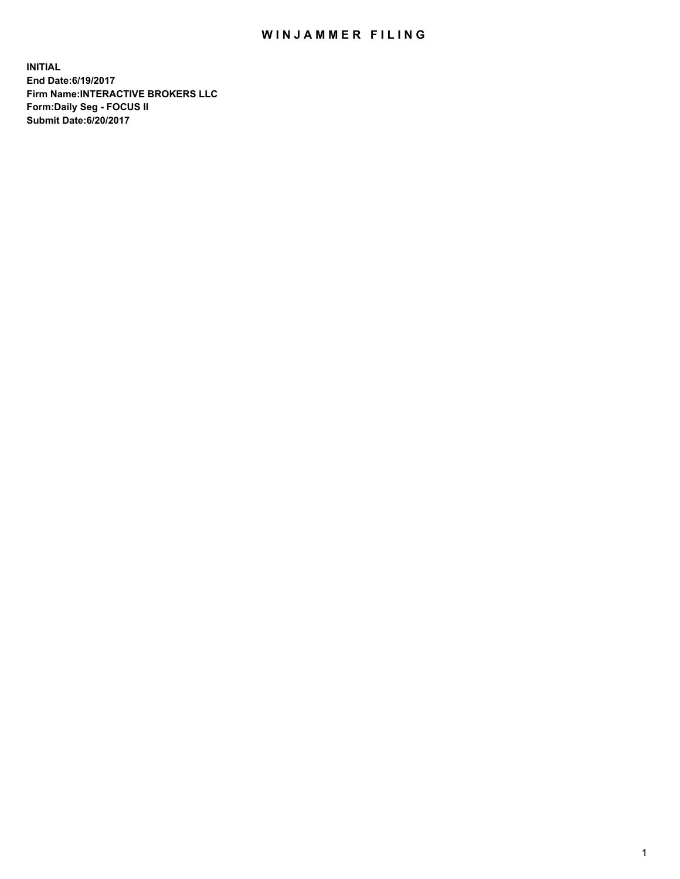# WINJAMMER FILING

**INITIAL**
**End Date:6/19/2017**
**Firm Name:INTERACTIVE BROKERS LLC**
**Form:Daily Seg - FOCUS II**
**Submit Date:6/20/2017**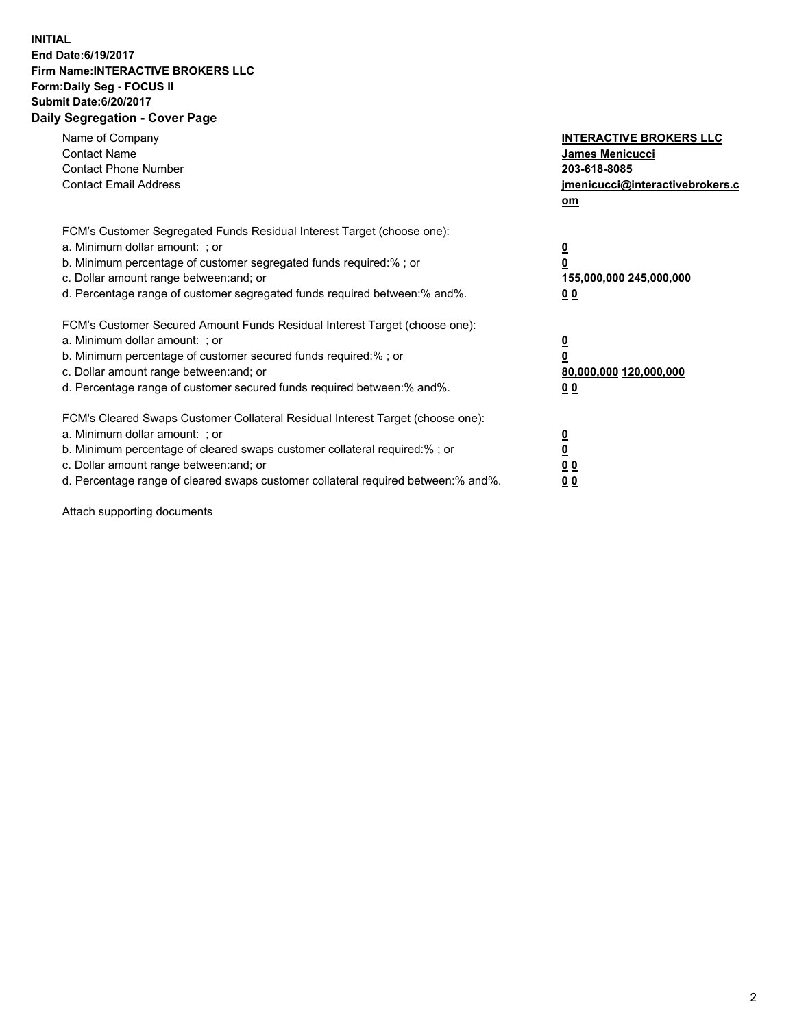**INITIAL**
**End Date:6/19/2017**
**Firm Name:INTERACTIVE BROKERS LLC**
**Form:Daily Seg - FOCUS II**
**Submit Date:6/20/2017**
**Daily Segregation - Cover Page**

| | |
|---|---|
| Name of Company | **INTERACTIVE BROKERS LLC** |
| Contact Name | **James Menicucci** |
| Contact Phone Number | **203-618-8085** |
| Contact Email Address | **jmenicucci@interactivebrokers.com** |

FCM's Customer Segregated Funds Residual Interest Target (choose one):

| | |
|---|---|
| a. Minimum dollar amount: ; or | **0** |
| b. Minimum percentage of customer segregated funds required:% ; or | **0** |
| c. Dollar amount range between:and; or | **155,000,000 245,000,000** |
| d. Percentage range of customer segregated funds required between:% and%. | **0 0** |

FCM's Customer Secured Amount Funds Residual Interest Target (choose one):

| | |
|---|---|
| a. Minimum dollar amount: ; or | **0** |
| b. Minimum percentage of customer secured funds required:% ; or | **0** |
| c. Dollar amount range between:and; or | **80,000,000 120,000,000** |
| d. Percentage range of customer secured funds required between:% and%. | **0 0** |

FCM's Cleared Swaps Customer Collateral Residual Interest Target (choose one):

| | |
|---|---|
| a. Minimum dollar amount: ; or | **0** |
| b. Minimum percentage of cleared swaps customer collateral required:% ; or | **0** |
| c. Dollar amount range between:and; or | **0 0** |
| d. Percentage range of cleared swaps customer collateral required between:% and%. | **0 0** |

Attach supporting documents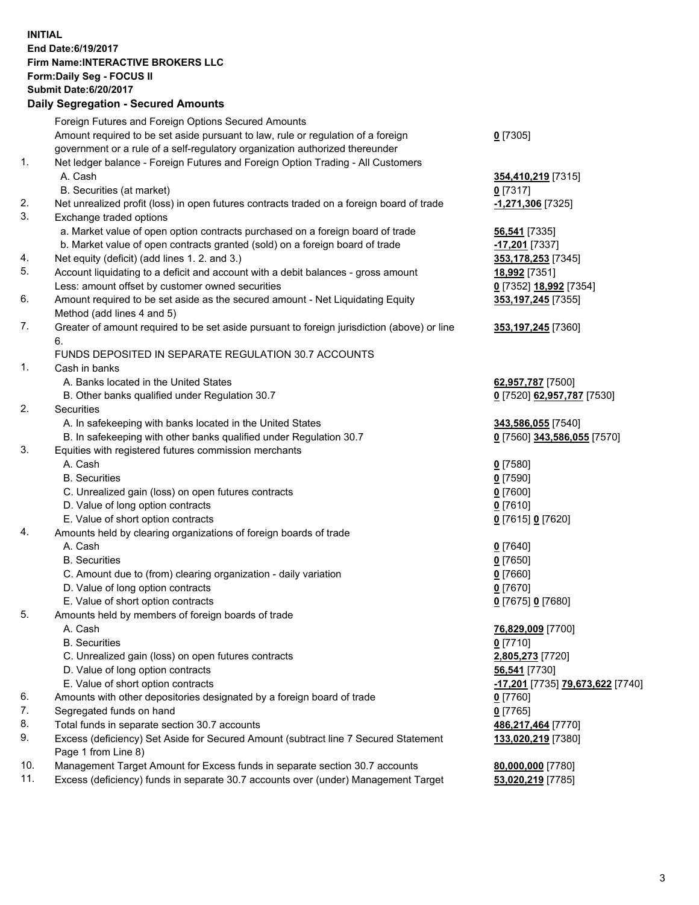**INITIAL**
**End Date:6/19/2017**
**Firm Name:INTERACTIVE BROKERS LLC**
**Form:Daily Seg - FOCUS II**
**Submit Date:6/20/2017**

**Daily Segregation - Secured Amounts**

| | | |
|---|---|---|
| | Foreign Futures and Foreign Options Secured Amounts | |
| | Amount required to be set aside pursuant to law, rule or regulation of a foreign government or a rule of a self-regulatory organization authorized thereunder | **0** [7305] |
| 1. | Net ledger balance - Foreign Futures and Foreign Option Trading - All Customers | |
| | A. Cash | **354,410,219** [7315] |
| | B. Securities (at market) | **0** [7317] |
| 2. | Net unrealized profit (loss) in open futures contracts traded on a foreign board of trade | **-1,271,306** [7325] |
| 3. | Exchange traded options | |
| | a. Market value of open option contracts purchased on a foreign board of trade | **56,541** [7335] |
| | b. Market value of open contracts granted (sold) on a foreign board of trade | **-17,201** [7337] |
| 4. | Net equity (deficit) (add lines 1. 2. and 3.) | **353,178,253** [7345] |
| 5. | Account liquidating to a deficit and account with a debit balances - gross amount | **18,992** [7351] |
| | Less: amount offset by customer owned securities | **0** [7352] **18,992** [7354] |
| 6. | Amount required to be set aside as the secured amount - Net Liquidating Equity Method (add lines 4 and 5) | **353,197,245** [7355] |
| 7. | Greater of amount required to be set aside pursuant to foreign jurisdiction (above) or line 6. | **353,197,245** [7360] |
| | FUNDS DEPOSITED IN SEPARATE REGULATION 30.7 ACCOUNTS | |
| 1. | Cash in banks | |
| | A. Banks located in the United States | **62,957,787** [7500] |
| | B. Other banks qualified under Regulation 30.7 | **0** [7520] **62,957,787** [7530] |
| 2. | Securities | |
| | A. In safekeeping with banks located in the United States | **343,586,055** [7540] |
| | B. In safekeeping with other banks qualified under Regulation 30.7 | **0** [7560] **343,586,055** [7570] |
| 3. | Equities with registered futures commission merchants | |
| | A. Cash | **0** [7580] |
| | B. Securities | **0** [7590] |
| | C. Unrealized gain (loss) on open futures contracts | **0** [7600] |
| | D. Value of long option contracts | **0** [7610] |
| | E. Value of short option contracts | **0** [7615] **0** [7620] |
| 4. | Amounts held by clearing organizations of foreign boards of trade | |
| | A. Cash | **0** [7640] |
| | B. Securities | **0** [7650] |
| | C. Amount due to (from) clearing organization - daily variation | **0** [7660] |
| | D. Value of long option contracts | **0** [7670] |
| | E. Value of short option contracts | **0** [7675] **0** [7680] |
| 5. | Amounts held by members of foreign boards of trade | |
| | A. Cash | **76,829,009** [7700] |
| | B. Securities | **0** [7710] |
| | C. Unrealized gain (loss) on open futures contracts | **2,805,273** [7720] |
| | D. Value of long option contracts | **56,541** [7730] |
| | E. Value of short option contracts | **-17,201** [7735] **79,673,622** [7740] |
| 6. | Amounts with other depositories designated by a foreign board of trade | **0** [7760] |
| 7. | Segregated funds on hand | **0** [7765] |
| 8. | Total funds in separate section 30.7 accounts | **486,217,464** [7770] |
| 9. | Excess (deficiency) Set Aside for Secured Amount (subtract line 7 Secured Statement Page 1 from Line 8) | **133,020,219** [7380] |
| 10. | Management Target Amount for Excess funds in separate section 30.7 accounts | **80,000,000** [7780] |
| 11. | Excess (deficiency) funds in separate 30.7 accounts over (under) Management Target | **53,020,219** [7785] |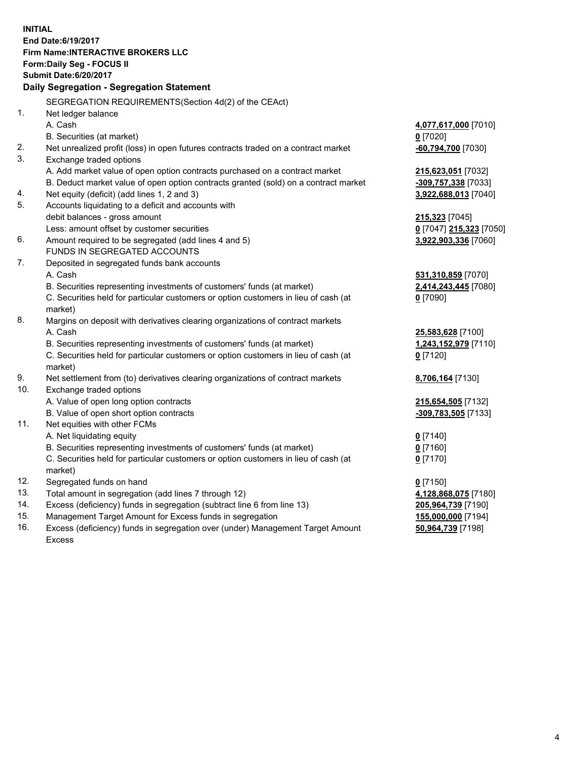**INITIAL**
**End Date:6/19/2017**
**Firm Name:INTERACTIVE BROKERS LLC**
**Form:Daily Seg - FOCUS II**
**Submit Date:6/20/2017**

## Daily Segregation - Segregation Statement

SEGREGATION REQUIREMENTS(Section 4d(2) of the CEAct)

| | | |
|---|---|---|
| 1. | Net ledger balance | |
| | A. Cash | 4,077,617,000 [7010] |
| | B. Securities (at market) | 0 [7020] |
| 2. | Net unrealized profit (loss) in open futures contracts traded on a contract market | -60,794,700 [7030] |
| 3. | Exchange traded options | |
| | A. Add market value of open option contracts purchased on a contract market | 215,623,051 [7032] |
| | B. Deduct market value of open option contracts granted (sold) on a contract market | -309,757,338 [7033] |
| 4. | Net equity (deficit) (add lines 1, 2 and 3) | 3,922,688,013 [7040] |
| 5. | Accounts liquidating to a deficit and accounts with debit balances - gross amount | 215,323 [7045] |
| | Less: amount offset by customer securities | 0 [7047] 215,323 [7050] |
| 6. | Amount required to be segregated (add lines 4 and 5) | 3,922,903,336 [7060] |
| | FUNDS IN SEGREGATED ACCOUNTS | |
| 7. | Deposited in segregated funds bank accounts | |
| | A. Cash | 531,310,859 [7070] |
| | B. Securities representing investments of customers' funds (at market) | 2,414,243,445 [7080] |
| | C. Securities held for particular customers or option customers in lieu of cash (at market) | 0 [7090] |
| 8. | Margins on deposit with derivatives clearing organizations of contract markets | |
| | A. Cash | 25,583,628 [7100] |
| | B. Securities representing investments of customers' funds (at market) | 1,243,152,979 [7110] |
| | C. Securities held for particular customers or option customers in lieu of cash (at market) | 0 [7120] |
| 9. | Net settlement from (to) derivatives clearing organizations of contract markets | 8,706,164 [7130] |
| 10. | Exchange traded options | |
| | A. Value of open long option contracts | 215,654,505 [7132] |
| | B. Value of open short option contracts | -309,783,505 [7133] |
| 11. | Net equities with other FCMs | |
| | A. Net liquidating equity | 0 [7140] |
| | B. Securities representing investments of customers' funds (at market) | 0 [7160] |
| | C. Securities held for particular customers or option customers in lieu of cash (at market) | 0 [7170] |
| 12. | Segregated funds on hand | 0 [7150] |
| 13. | Total amount in segregation (add lines 7 through 12) | 4,128,868,075 [7180] |
| 14. | Excess (deficiency) funds in segregation (subtract line 6 from line 13) | 205,964,739 [7190] |
| 15. | Management Target Amount for Excess funds in segregation | 155,000,000 [7194] |
| 16. | Excess (deficiency) funds in segregation over (under) Management Target Amount Excess | 50,964,739 [7198] |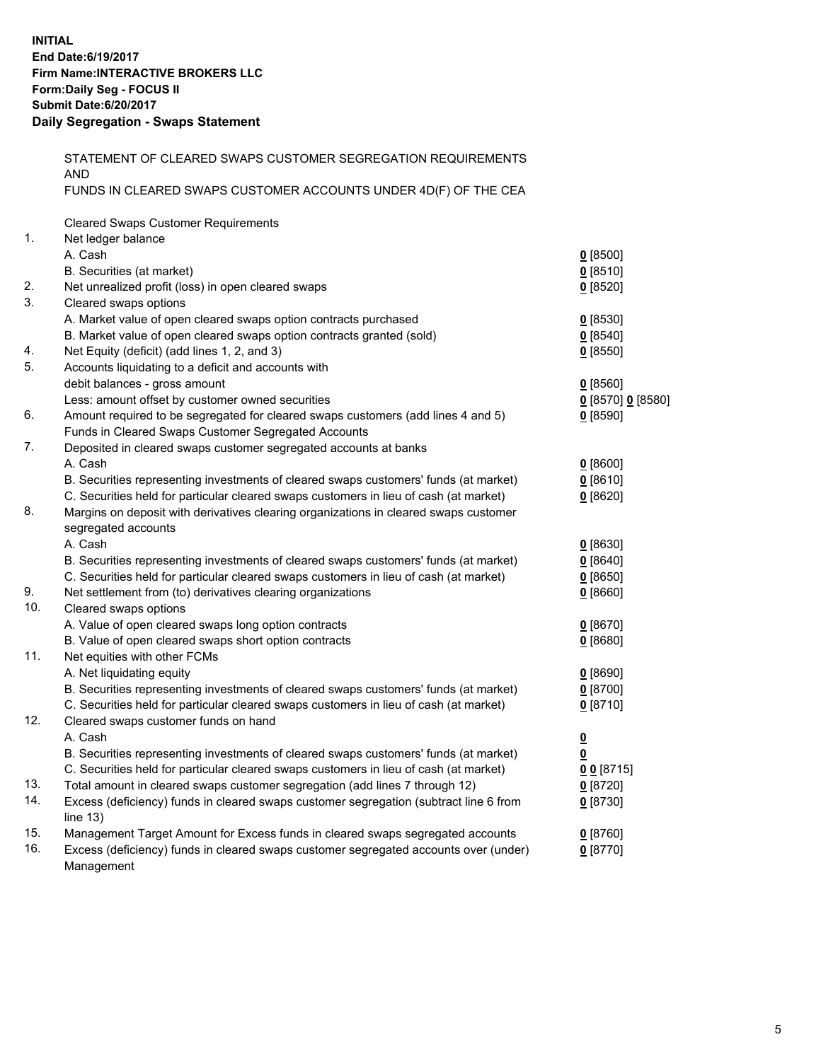**INITIAL**
**End Date:6/19/2017**
**Firm Name:INTERACTIVE BROKERS LLC**
**Form:Daily Seg - FOCUS II**
**Submit Date:6/20/2017**
**Daily Segregation - Swaps Statement**

STATEMENT OF CLEARED SWAPS CUSTOMER SEGREGATION REQUIREMENTS AND FUNDS IN CLEARED SWAPS CUSTOMER ACCOUNTS UNDER 4D(F) OF THE CEA

| | | |
|---|---|---|
| | Cleared Swaps Customer Requirements | |
| 1. | Net ledger balance | |
| | A. Cash | 0 [8500] |
| | B. Securities (at market) | 0 [8510] |
| 2. | Net unrealized profit (loss) in open cleared swaps | 0 [8520] |
| 3. | Cleared swaps options | |
| | A. Market value of open cleared swaps option contracts purchased | 0 [8530] |
| | B. Market value of open cleared swaps option contracts granted (sold) | 0 [8540] |
| 4. | Net Equity (deficit) (add lines 1, 2, and 3) | 0 [8550] |
| 5. | Accounts liquidating to a deficit and accounts with debit balances - gross amount | 0 [8560] |
| | Less: amount offset by customer owned securities | 0 [8570] 0 [8580] |
| 6. | Amount required to be segregated for cleared swaps customers (add lines 4 and 5) | 0 [8590] |
| | Funds in Cleared Swaps Customer Segregated Accounts | |
| 7. | Deposited in cleared swaps customer segregated accounts at banks | |
| | A. Cash | 0 [8600] |
| | B. Securities representing investments of cleared swaps customers' funds (at market) | 0 [8610] |
| | C. Securities held for particular cleared swaps customers in lieu of cash (at market) | 0 [8620] |
| 8. | Margins on deposit with derivatives clearing organizations in cleared swaps customer segregated accounts | |
| | A. Cash | 0 [8630] |
| | B. Securities representing investments of cleared swaps customers' funds (at market) | 0 [8640] |
| | C. Securities held for particular cleared swaps customers in lieu of cash (at market) | 0 [8650] |
| 9. | Net settlement from (to) derivatives clearing organizations | 0 [8660] |
| 10. | Cleared swaps options | |
| | A. Value of open cleared swaps long option contracts | 0 [8670] |
| | B. Value of open cleared swaps short option contracts | 0 [8680] |
| 11. | Net equities with other FCMs | |
| | A. Net liquidating equity | 0 [8690] |
| | B. Securities representing investments of cleared swaps customers' funds (at market) | 0 [8700] |
| | C. Securities held for particular cleared swaps customers in lieu of cash (at market) | 0 [8710] |
| 12. | Cleared swaps customer funds on hand | |
| | A. Cash | 0 |
| | B. Securities representing investments of cleared swaps customers' funds (at market) | 0 |
| | C. Securities held for particular cleared swaps customers in lieu of cash (at market) | 0 0 [8715] |
| 13. | Total amount in cleared swaps customer segregation (add lines 7 through 12) | 0 [8720] |
| 14. | Excess (deficiency) funds in cleared swaps customer segregation (subtract line 6 from line 13) | 0 [8730] |
| 15. | Management Target Amount for Excess funds in cleared swaps segregated accounts | 0 [8760] |
| 16. | Excess (deficiency) funds in cleared swaps customer segregated accounts over (under) Management | 0 [8770] |